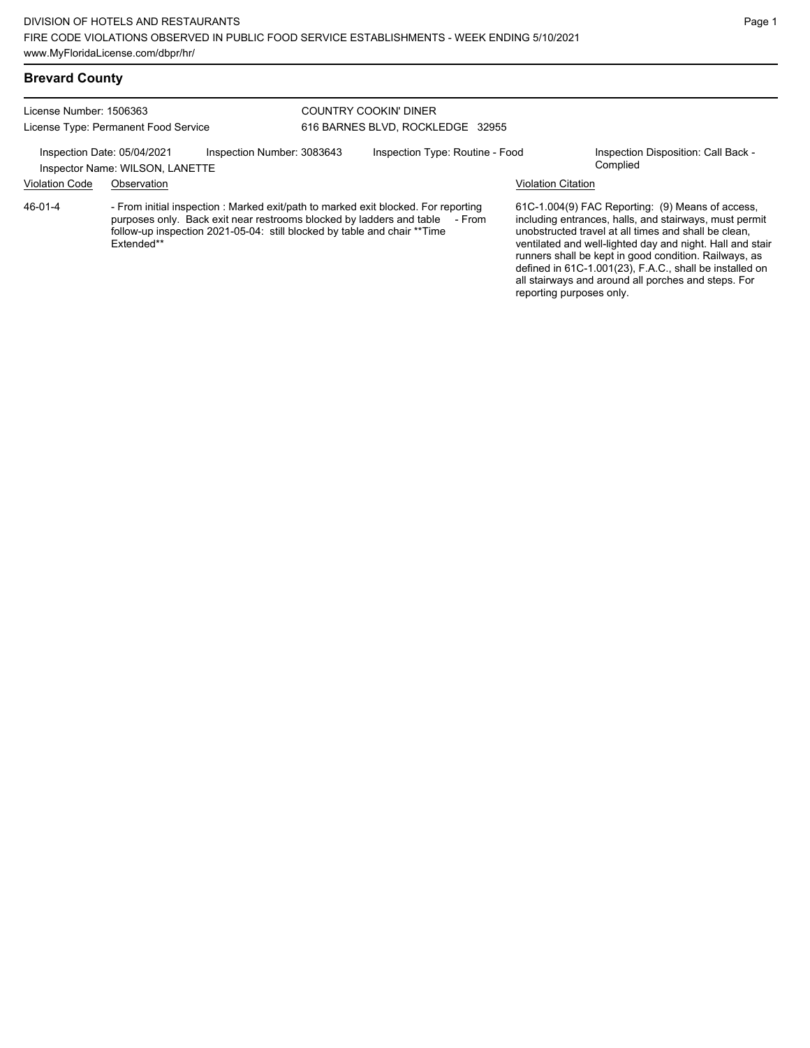DIVISION OF HOTELS AND RESTAURANTS
FIRE CODE VIOLATIONS OBSERVED IN PUBLIC FOOD SERVICE ESTABLISHMENTS - WEEK ENDING 5/10/2021
www.MyFloridaLicense.com/dbpr/hr/

## Brevard County

License Number: 1506363
License Type: Permanent Food Service

COUNTRY COOKIN' DINER
616 BARNES BLVD, ROCKLEDGE 32955

Inspection Date: 05/04/2021
Inspector Name: WILSON, LANETTE
Inspection Number: 3083643
Inspection Type: Routine - Food
Inspection Disposition: Call Back - Complied

| Violation Code | Observation | Violation Citation |
|---|---|---|
| 46-01-4 | - From initial inspection : Marked exit/path to marked exit blocked. For reporting purposes only. Back exit near restrooms blocked by ladders and table - From follow-up inspection 2021-05-04: still blocked by table and chair **Time Extended** | 61C-1.004(9) FAC Reporting: (9) Means of access, including entrances, halls, and stairways, must permit unobstructed travel at all times and shall be clean, ventilated and well-lighted day and night. Hall and stair runners shall be kept in good condition. Railways, as defined in 61C-1.001(23), F.A.C., shall be installed on all stairways and around all porches and steps. For reporting purposes only. |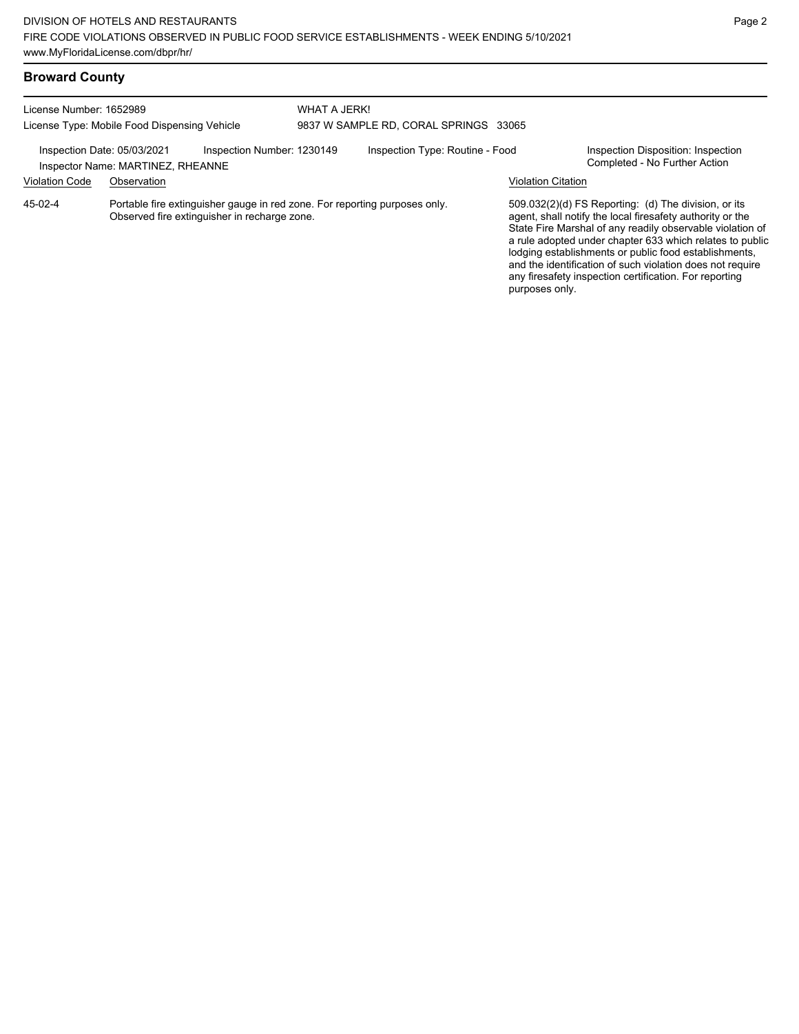## Broward County

License Number: 1652989
License Type: Mobile Food Dispensing Vehicle

WHAT A JERK!
9837 W SAMPLE RD, CORAL SPRINGS 33065

Inspection Date: 05/03/2021
Inspector Name: MARTINEZ, RHEANNE
Inspection Number: 1230149
Inspection Type: Routine - Food
Inspection Disposition: Inspection Completed - No Further Action

| Violation Code | Observation | Violation Citation |
| --- | --- | --- |
| 45-02-4 | Portable fire extinguisher gauge in red zone. For reporting purposes only. Observed fire extinguisher in recharge zone. | 509.032(2)(d) FS Reporting: (d) The division, or its agent, shall notify the local firesafety authority or the State Fire Marshal of any readily observable violation of a rule adopted under chapter 633 which relates to public lodging establishments or public food establishments, and the identification of such violation does not require any firesafety inspection certification. For reporting purposes only. |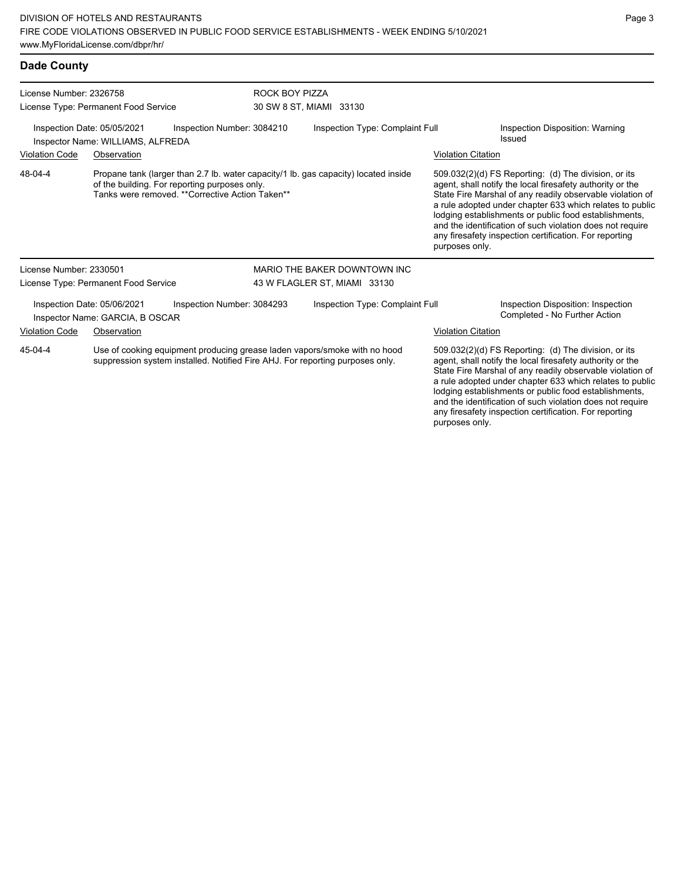## Dade County

License Number: 2326758
License Type: Permanent Food Service

ROCK BOY PIZZA
30 SW 8 ST, MIAMI 33130

Inspection Date: 05/05/2021
Inspector Name: WILLIAMS, ALFREDA
Inspection Number: 3084210
Inspection Type: Complaint Full
Inspection Disposition: Warning Issued

| Violation Code | Observation | Violation Citation |
| --- | --- | --- |
| 48-04-4 | Propane tank (larger than 2.7 lb. water capacity/1 lb. gas capacity) located inside of the building. For reporting purposes only. Tanks were removed. **Corrective Action Taken** | 509.032(2)(d) FS Reporting: (d) The division, or its agent, shall notify the local firesafety authority or the State Fire Marshal of any readily observable violation of a rule adopted under chapter 633 which relates to public lodging establishments or public food establishments, and the identification of such violation does not require any firesafety inspection certification. For reporting purposes only. |

License Number: 2330501
License Type: Permanent Food Service

MARIO THE BAKER DOWNTOWN INC
43 W FLAGLER ST, MIAMI 33130

Inspection Date: 05/06/2021
Inspector Name: GARCIA, B OSCAR
Inspection Number: 3084293
Inspection Type: Complaint Full
Inspection Disposition: Inspection Completed - No Further Action

| Violation Code | Observation | Violation Citation |
| --- | --- | --- |
| 45-04-4 | Use of cooking equipment producing grease laden vapors/smoke with no hood suppression system installed. Notified Fire AHJ. For reporting purposes only. | 509.032(2)(d) FS Reporting: (d) The division, or its agent, shall notify the local firesafety authority or the State Fire Marshal of any readily observable violation of a rule adopted under chapter 633 which relates to public lodging establishments or public food establishments, and the identification of such violation does not require any firesafety inspection certification. For reporting purposes only. |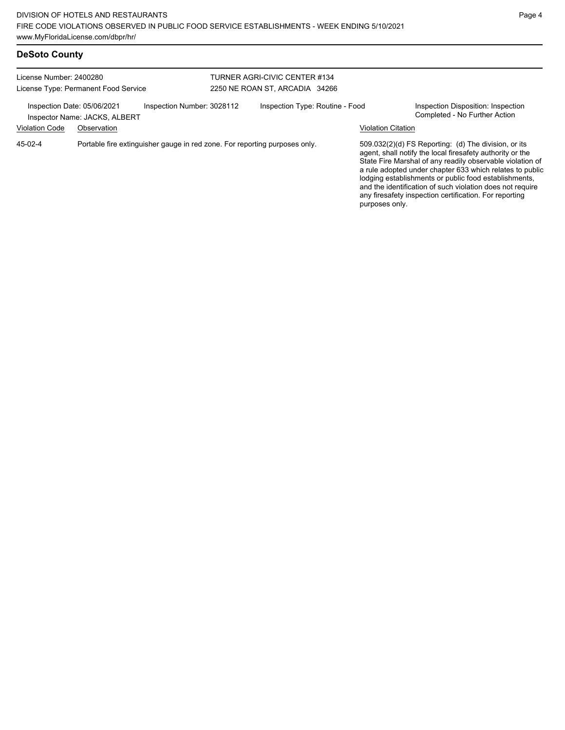## DeSoto County

License Number: 2400280
License Type: Permanent Food Service

TURNER AGRI-CIVIC CENTER #134
2250 NE ROAN ST, ARCADIA 34266

Inspection Date: 05/06/2021
Inspector Name: JACKS, ALBERT
Inspection Number: 3028112
Inspection Type: Routine - Food
Inspection Disposition: Inspection Completed - No Further Action

| Violation Code | Observation | Violation Citation |
| --- | --- | --- |
| 45-02-4 | Portable fire extinguisher gauge in red zone. For reporting purposes only. | 509.032(2)(d) FS Reporting: (d) The division, or its agent, shall notify the local firesafety authority or the State Fire Marshal of any readily observable violation of a rule adopted under chapter 633 which relates to public lodging establishments or public food establishments, and the identification of such violation does not require any firesafety inspection certification. For reporting purposes only. |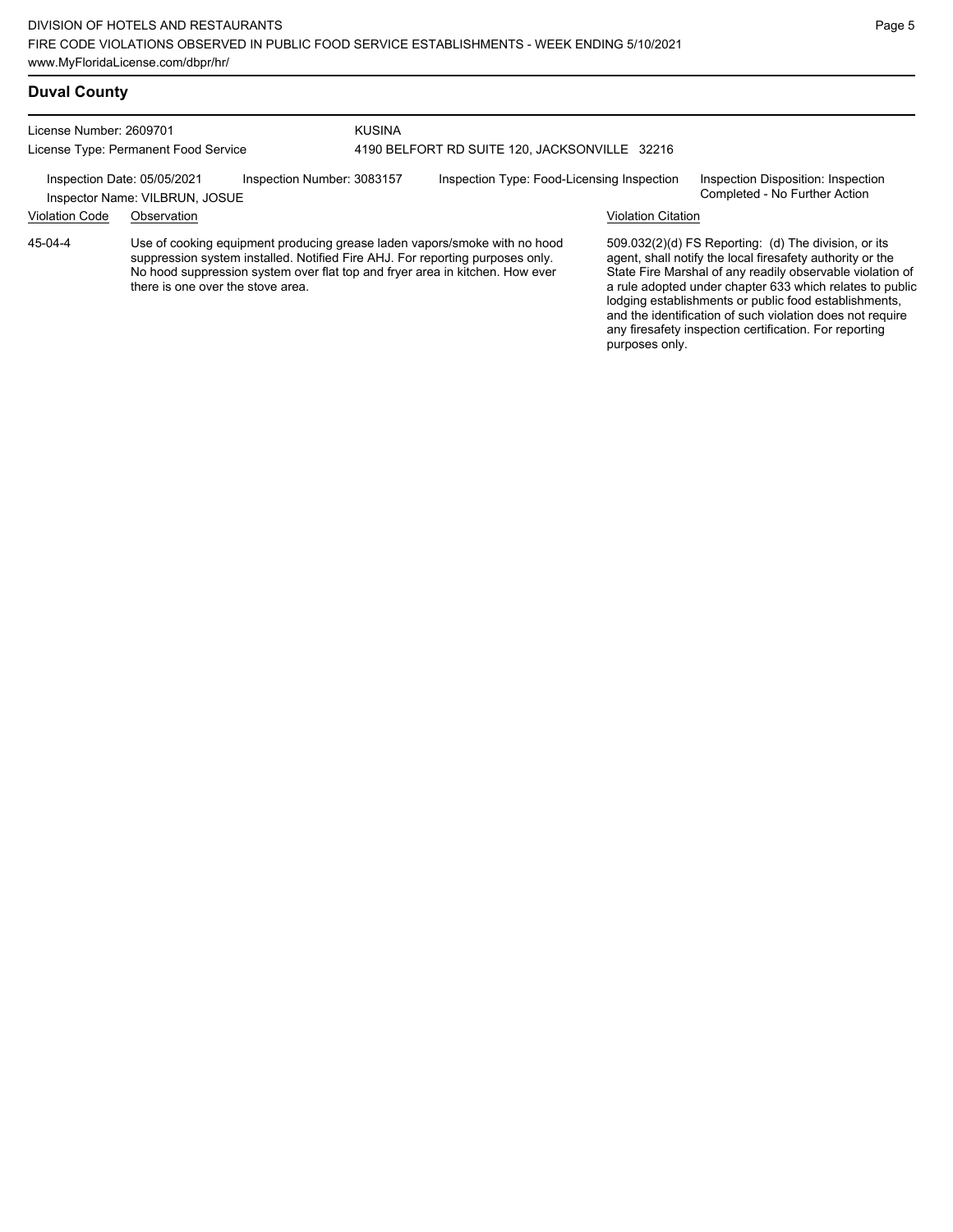## Duval County

License Number: 2609701
License Type: Permanent Food Service

**KUSINA**
4190 BELFORT RD SUITE 120, JACKSONVILLE 32216

Inspection Date: 05/05/2021
Inspector Name: VILBRUN, JOSUE
Inspection Number: 3083157
Inspection Type: Food-Licensing Inspection
Inspection Disposition: Inspection Completed - No Further Action

| Violation Code | Observation | Violation Citation |
|---|---|---|
| 45-04-4 | Use of cooking equipment producing grease laden vapors/smoke with no hood suppression system installed. Notified Fire AHJ. For reporting purposes only. No hood suppression system over flat top and fryer area in kitchen. How ever there is one over the stove area. | 509.032(2)(d) FS Reporting: (d) The division, or its agent, shall notify the local firesafety authority or the State Fire Marshal of any readily observable violation of a rule adopted under chapter 633 which relates to public lodging establishments or public food establishments, and the identification of such violation does not require any firesafety inspection certification. For reporting purposes only. |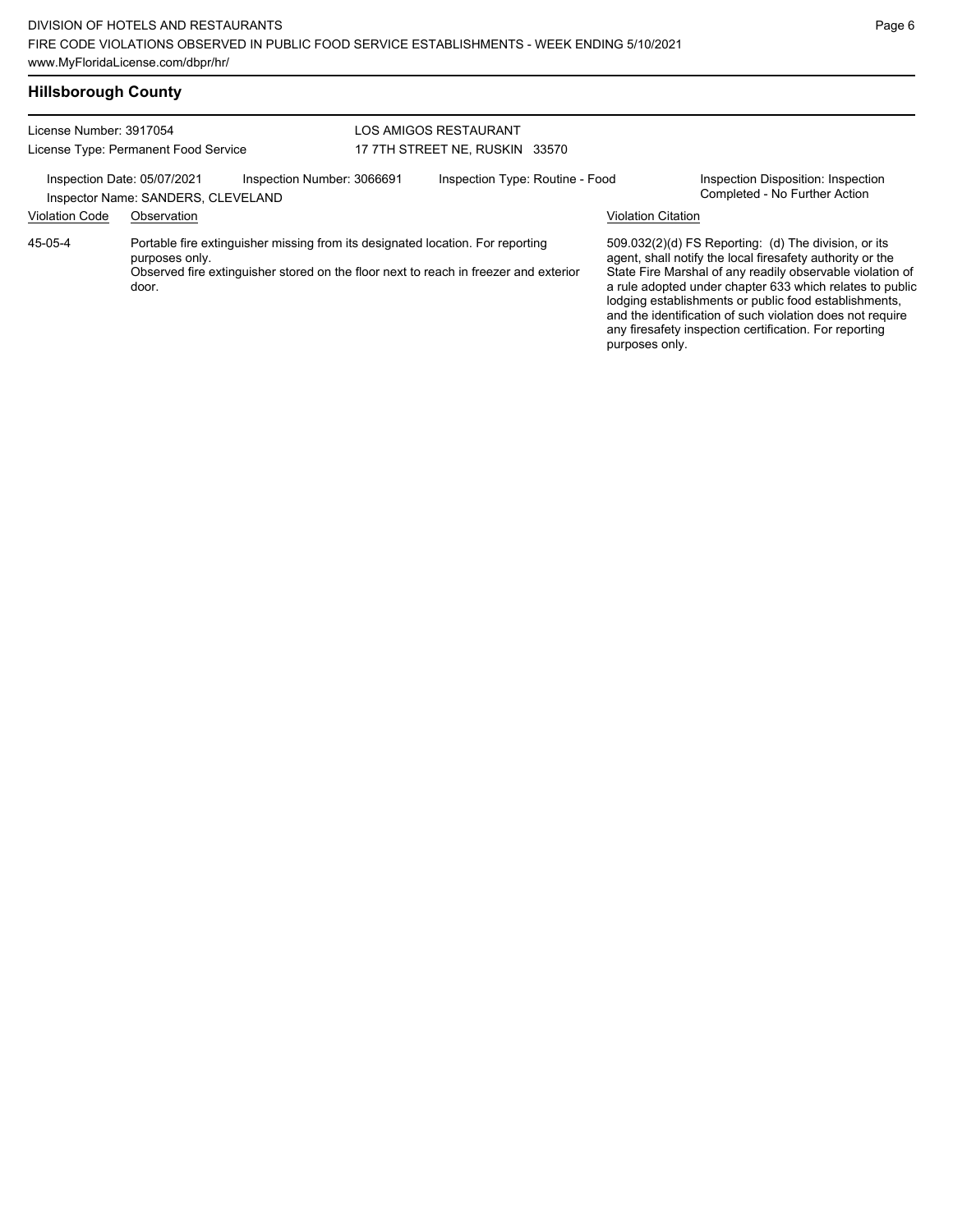## Hillsborough County

License Number: 3917054
License Type: Permanent Food Service

LOS AMIGOS RESTAURANT
17 7TH STREET NE, RUSKIN 33570

Inspection Date: 05/07/2021
Inspection Number: 3066691
Inspection Type: Routine - Food
Inspection Disposition: Inspection Completed - No Further Action
Inspector Name: SANDERS, CLEVELAND

| Violation Code | Observation | Violation Citation |
| --- | --- | --- |
| 45-05-4 | Portable fire extinguisher missing from its designated location. For reporting purposes only. Observed fire extinguisher stored on the floor next to reach in freezer and exterior door. | 509.032(2)(d) FS Reporting: (d) The division, or its agent, shall notify the local firesafety authority or the State Fire Marshal of any readily observable violation of a rule adopted under chapter 633 which relates to public lodging establishments or public food establishments, and the identification of such violation does not require any firesafety inspection certification. For reporting purposes only. |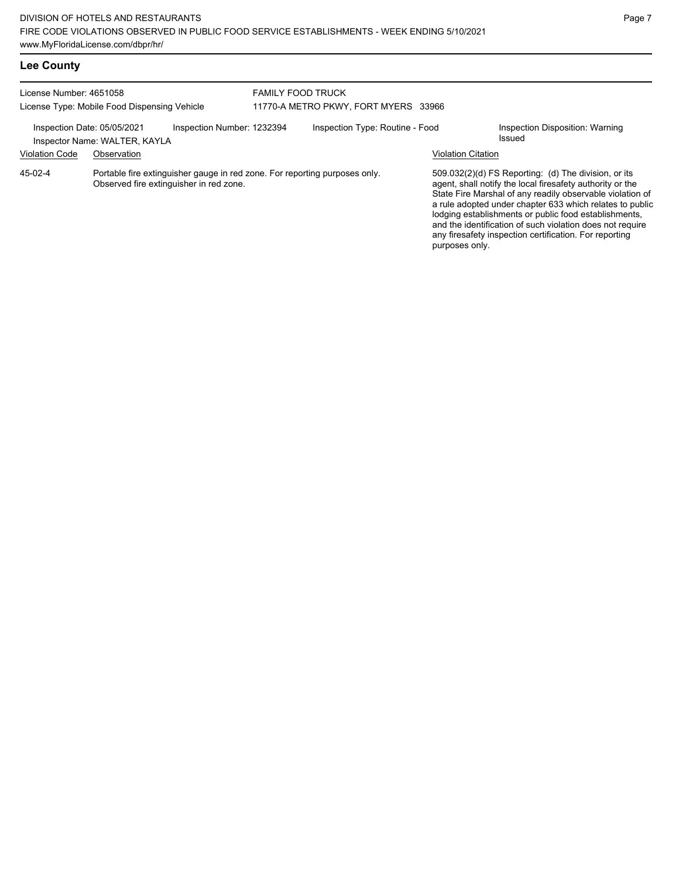## Lee County

License Number: 4651058
License Type: Mobile Food Dispensing Vehicle

FAMILY FOOD TRUCK
11770-A METRO PKWY, FORT MYERS 33966

Inspection Date: 05/05/2021
Inspector Name: WALTER, KAYLA
Inspection Number: 1232394
Inspection Type: Routine - Food
Inspection Disposition: Warning Issued

| Violation Code | Observation | Violation Citation |
| --- | --- | --- |
| 45-02-4 | Portable fire extinguisher gauge in red zone. For reporting purposes only. Observed fire extinguisher in red zone. | 509.032(2)(d) FS Reporting: (d) The division, or its agent, shall notify the local firesafety authority or the State Fire Marshal of any readily observable violation of a rule adopted under chapter 633 which relates to public lodging establishments or public food establishments, and the identification of such violation does not require any firesafety inspection certification. For reporting purposes only. |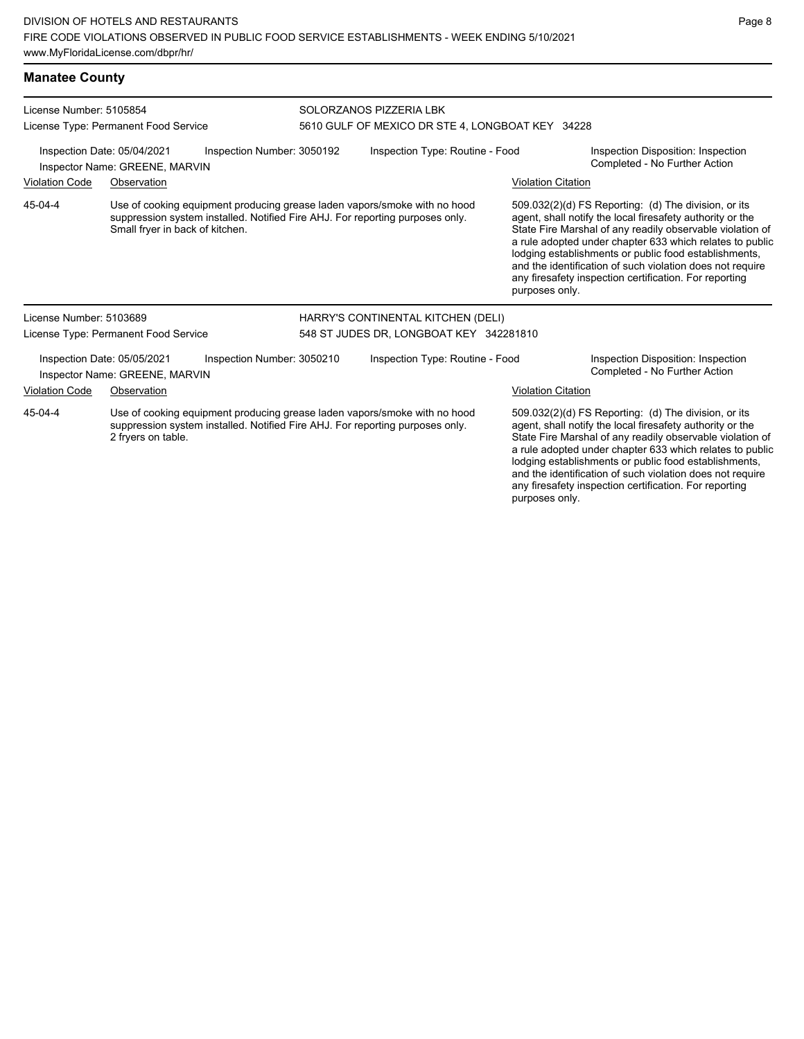## Manatee County

License Number: 5105854
License Type: Permanent Food Service

SOLORZANOS PIZZERIA LBK
5610 GULF OF MEXICO DR STE 4, LONGBOAT KEY 34228

Inspection Date: 05/04/2021 | Inspection Number: 3050192 | Inspection Type: Routine - Food | Inspection Disposition: Inspection Completed - No Further Action
Inspector Name: GREENE, MARVIN

| Violation Code | Observation | Violation Citation |
|---|---|---|
| 45-04-4 | Use of cooking equipment producing grease laden vapors/smoke with no hood suppression system installed. Notified Fire AHJ. For reporting purposes only. Small fryer in back of kitchen. | 509.032(2)(d) FS Reporting: (d) The division, or its agent, shall notify the local firesafety authority or the State Fire Marshal of any readily observable violation of a rule adopted under chapter 633 which relates to public lodging establishments or public food establishments, and the identification of such violation does not require any firesafety inspection certification. For reporting purposes only. |

License Number: 5103689
License Type: Permanent Food Service

HARRY'S CONTINENTAL KITCHEN (DELI)
548 ST JUDES DR, LONGBOAT KEY 342281810

Inspection Date: 05/05/2021 | Inspection Number: 3050210 | Inspection Type: Routine - Food | Inspection Disposition: Inspection Completed - No Further Action
Inspector Name: GREENE, MARVIN

| Violation Code | Observation | Violation Citation |
|---|---|---|
| 45-04-4 | Use of cooking equipment producing grease laden vapors/smoke with no hood suppression system installed. Notified Fire AHJ. For reporting purposes only. 2 fryers on table. | 509.032(2)(d) FS Reporting: (d) The division, or its agent, shall notify the local firesafety authority or the State Fire Marshal of any readily observable violation of a rule adopted under chapter 633 which relates to public lodging establishments or public food establishments, and the identification of such violation does not require any firesafety inspection certification. For reporting purposes only. |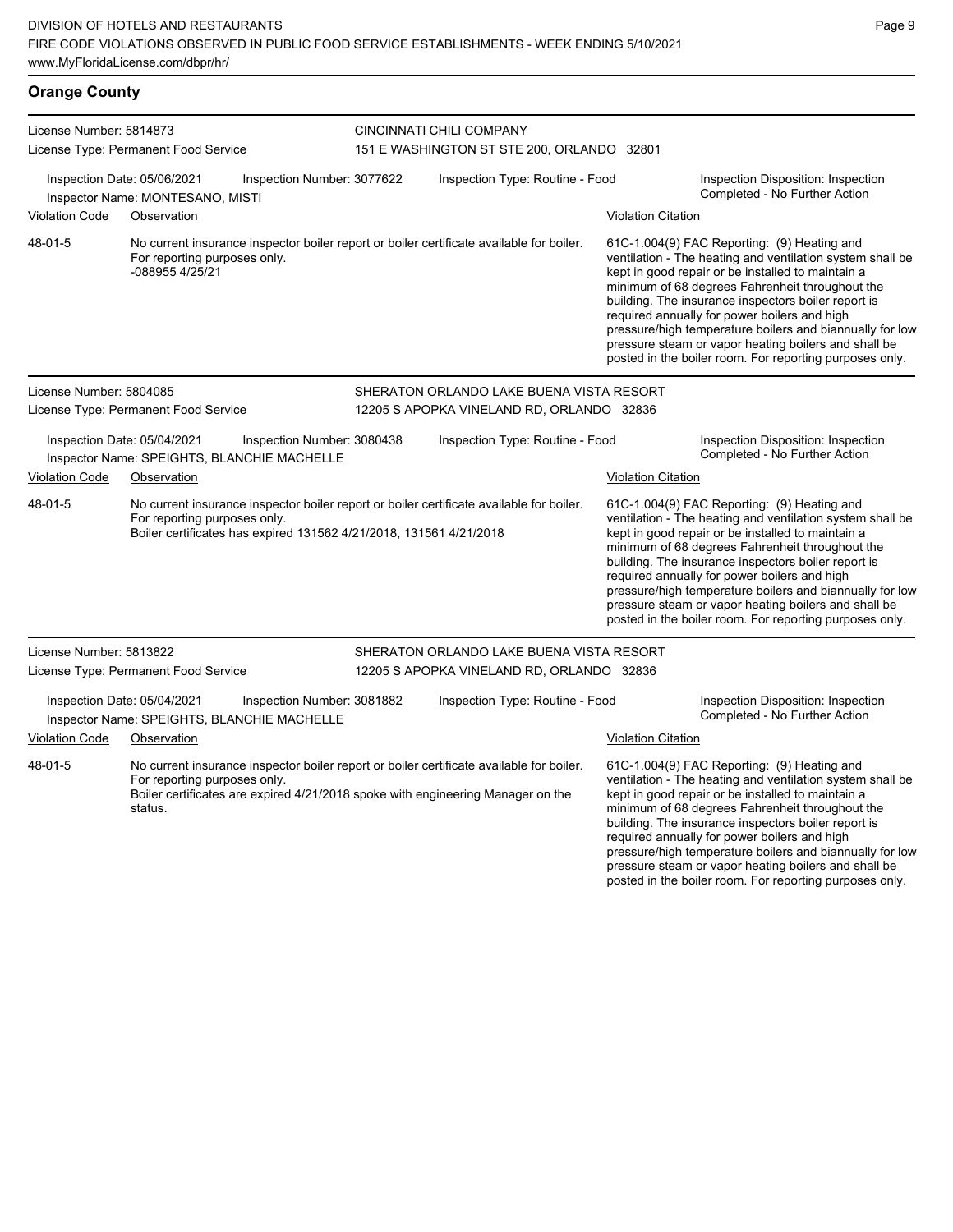## Orange County

**License Number:** 5814873
**License Type:** Permanent Food Service

**CINCINNATI CHILI COMPANY**
151 E WASHINGTON ST STE 200, ORLANDO 32801

**Inspection Date:** 05/06/2021
**Inspection Number:** 3077622
**Inspection Type:** Routine - Food
**Inspection Disposition:** Inspection Completed - No Further Action
**Inspector Name:** MONTESANO, MISTI

| Violation Code | Observation | Violation Citation |
| --- | --- | --- |
| 48-01-5 | No current insurance inspector boiler report or boiler certificate available for boiler. For reporting purposes only. -088955 4/25/21 | 61C-1.004(9) FAC Reporting: (9) Heating and ventilation - The heating and ventilation system shall be kept in good repair or be installed to maintain a minimum of 68 degrees Fahrenheit throughout the building. The insurance inspectors boiler report is required annually for power boilers and high pressure/high temperature boilers and biannually for low pressure steam or vapor heating boilers and shall be posted in the boiler room. For reporting purposes only. |

---

**License Number:** 5804085
**License Type:** Permanent Food Service

**SHERATON ORLANDO LAKE BUENA VISTA RESORT**
12205 S APOPKA VINELAND RD, ORLANDO 32836

**Inspection Date:** 05/04/2021
**Inspection Number:** 3080438
**Inspection Type:** Routine - Food
**Inspection Disposition:** Inspection Completed - No Further Action
**Inspector Name:** SPEIGHTS, BLANCHIE MACHELLE

| Violation Code | Observation | Violation Citation |
| --- | --- | --- |
| 48-01-5 | No current insurance inspector boiler report or boiler certificate available for boiler. For reporting purposes only. Boiler certificates has expired 131562 4/21/2018, 131561 4/21/2018 | 61C-1.004(9) FAC Reporting: (9) Heating and ventilation - The heating and ventilation system shall be kept in good repair or be installed to maintain a minimum of 68 degrees Fahrenheit throughout the building. The insurance inspectors boiler report is required annually for power boilers and high pressure/high temperature boilers and biannually for low pressure steam or vapor heating boilers and shall be posted in the boiler room. For reporting purposes only. |

---

**License Number:** 5813822
**License Type:** Permanent Food Service

**SHERATON ORLANDO LAKE BUENA VISTA RESORT**
12205 S APOPKA VINELAND RD, ORLANDO 32836

**Inspection Date:** 05/04/2021
**Inspection Number:** 3081882
**Inspection Type:** Routine - Food
**Inspection Disposition:** Inspection Completed - No Further Action
**Inspector Name:** SPEIGHTS, BLANCHIE MACHELLE

| Violation Code | Observation | Violation Citation |
| --- | --- | --- |
| 48-01-5 | No current insurance inspector boiler report or boiler certificate available for boiler. For reporting purposes only. Boiler certificates are expired 4/21/2018 spoke with engineering Manager on the status. | 61C-1.004(9) FAC Reporting: (9) Heating and ventilation - The heating and ventilation system shall be kept in good repair or be installed to maintain a minimum of 68 degrees Fahrenheit throughout the building. The insurance inspectors boiler report is required annually for power boilers and high pressure/high temperature boilers and biannually for low pressure steam or vapor heating boilers and shall be posted in the boiler room. For reporting purposes only. |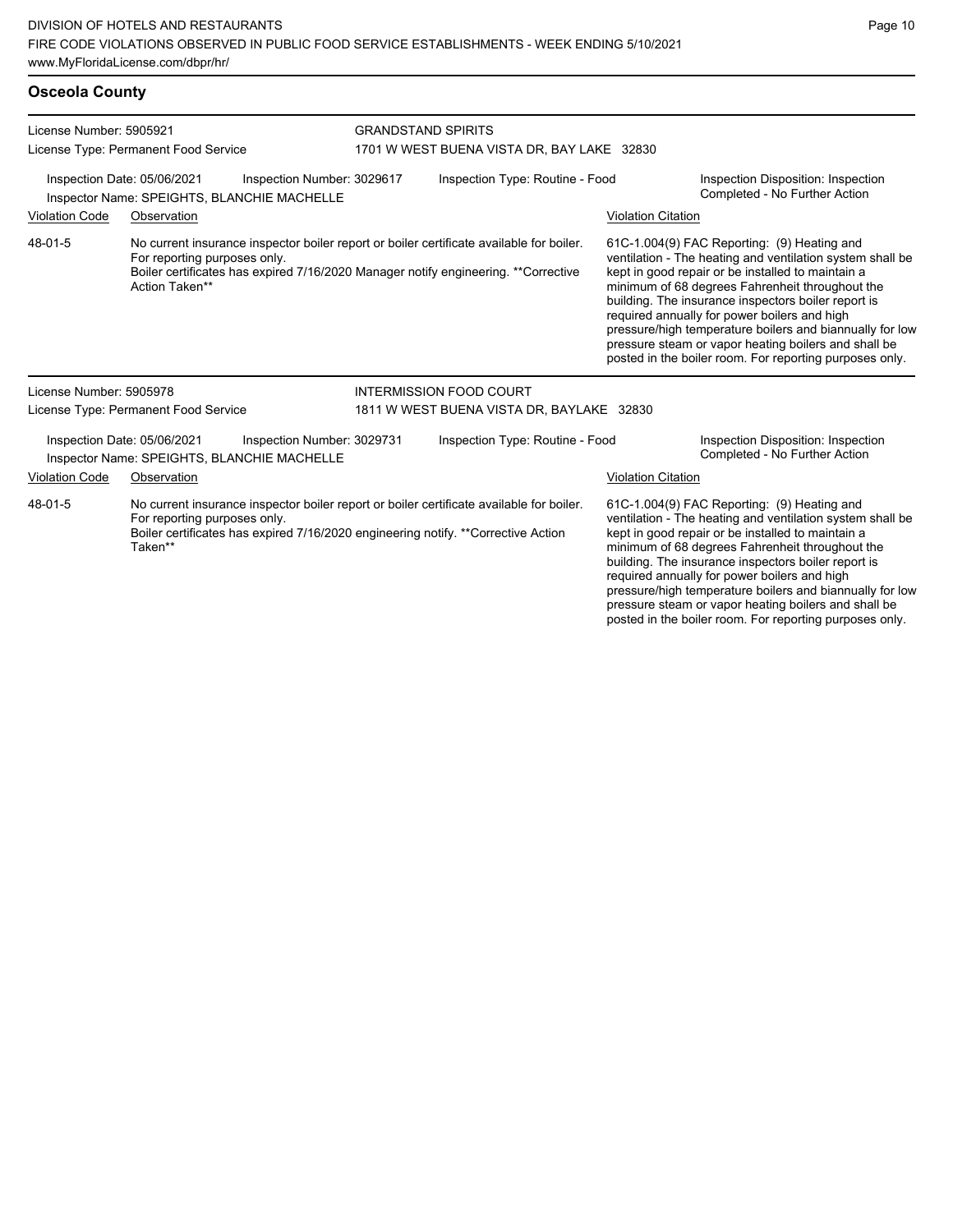## Osceola County

License Number: 5905921
License Type: Permanent Food Service

GRANDSTAND SPIRITS
1701 W WEST BUENA VISTA DR, BAY LAKE 32830

Inspection Date: 05/06/2021 | Inspection Number: 3029617 | Inspection Type: Routine - Food | Inspection Disposition: Inspection Completed - No Further Action

Inspector Name: SPEIGHTS, BLANCHIE MACHELLE

| Violation Code | Observation | Violation Citation |
|---|---|---|
| 48-01-5 | No current insurance inspector boiler report or boiler certificate available for boiler. For reporting purposes only. Boiler certificates has expired 7/16/2020 Manager notify engineering. **Corrective Action Taken** | 61C-1.004(9) FAC Reporting: (9) Heating and ventilation - The heating and ventilation system shall be kept in good repair or be installed to maintain a minimum of 68 degrees Fahrenheit throughout the building. The insurance inspectors boiler report is required annually for power boilers and high pressure/high temperature boilers and biannually for low pressure steam or vapor heating boilers and shall be posted in the boiler room. For reporting purposes only. |

License Number: 5905978
License Type: Permanent Food Service

INTERMISSION FOOD COURT
1811 W WEST BUENA VISTA DR, BAYLAKE 32830

Inspection Date: 05/06/2021 | Inspection Number: 3029731 | Inspection Type: Routine - Food | Inspection Disposition: Inspection Completed - No Further Action

Inspector Name: SPEIGHTS, BLANCHIE MACHELLE

| Violation Code | Observation | Violation Citation |
|---|---|---|
| 48-01-5 | No current insurance inspector boiler report or boiler certificate available for boiler. For reporting purposes only. Boiler certificates has expired 7/16/2020 engineering notify. **Corrective Action Taken** | 61C-1.004(9) FAC Reporting: (9) Heating and ventilation - The heating and ventilation system shall be kept in good repair or be installed to maintain a minimum of 68 degrees Fahrenheit throughout the building. The insurance inspectors boiler report is required annually for power boilers and high pressure/high temperature boilers and biannually for low pressure steam or vapor heating boilers and shall be posted in the boiler room. For reporting purposes only. |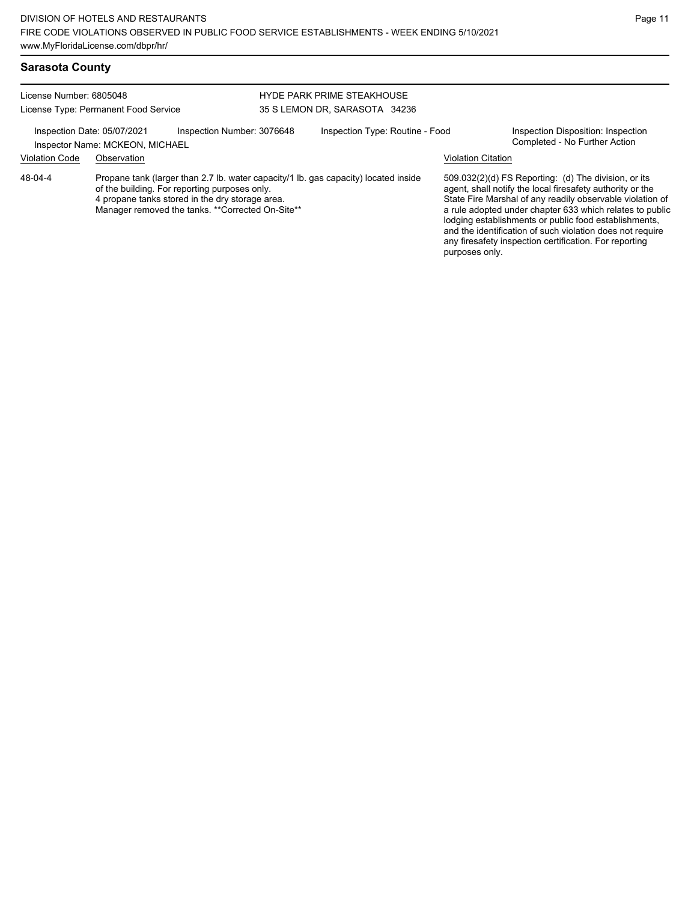## Sarasota County

License Number: 6805048
License Type: Permanent Food Service

HYDE PARK PRIME STEAKHOUSE
35 S LEMON DR, SARASOTA 34236

Inspection Date: 05/07/2021
Inspector Name: MCKEON, MICHAEL
Inspection Number: 3076648
Inspection Type: Routine - Food
Inspection Disposition: Inspection Completed - No Further Action

| Violation Code | Observation | Violation Citation |
| --- | --- | --- |
| 48-04-4 | Propane tank (larger than 2.7 lb. water capacity/1 lb. gas capacity) located inside of the building. For reporting purposes only. 4 propane tanks stored in the dry storage area. Manager removed the tanks. **Corrected On-Site** | 509.032(2)(d) FS Reporting: (d) The division, or its agent, shall notify the local firesafety authority or the State Fire Marshal of any readily observable violation of a rule adopted under chapter 633 which relates to public lodging establishments or public food establishments, and the identification of such violation does not require any firesafety inspection certification. For reporting purposes only. |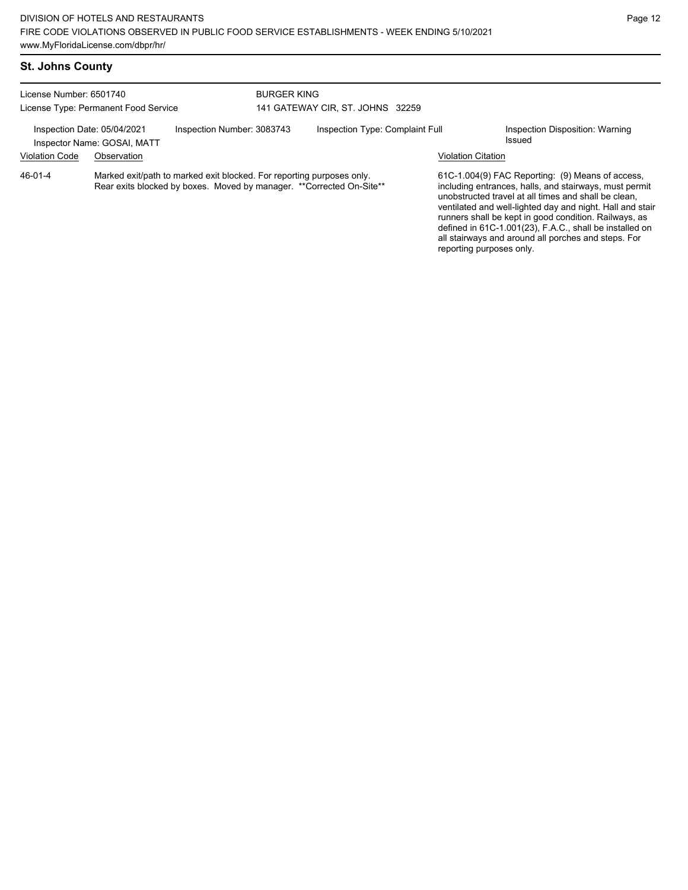## St. Johns County

License Number: 6501740
License Type: Permanent Food Service

BURGER KING
141 GATEWAY CIR, ST. JOHNS 32259

Inspection Date: 05/04/2021
Inspector Name: GOSAI, MATT
Inspection Number: 3083743
Inspection Type: Complaint Full
Inspection Disposition: Warning Issued

| Violation Code | Observation | Violation Citation |
|---|---|---|
| 46-01-4 | Marked exit/path to marked exit blocked. For reporting purposes only. Rear exits blocked by boxes. Moved by manager. **Corrected On-Site** | 61C-1.004(9) FAC Reporting: (9) Means of access, including entrances, halls, and stairways, must permit unobstructed travel at all times and shall be clean, ventilated and well-lighted day and night. Hall and stair runners shall be kept in good condition. Railways, as defined in 61C-1.001(23), F.A.C., shall be installed on all stairways and around all porches and steps. For reporting purposes only. |